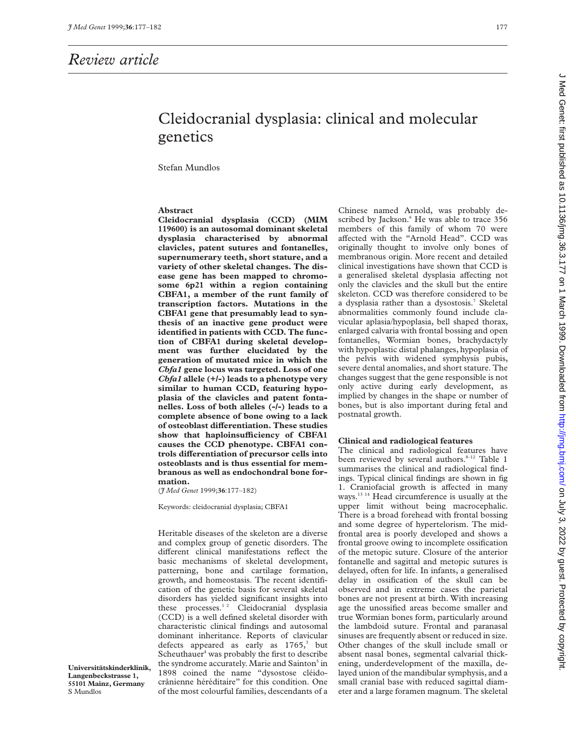# Review article

# Cleidocranial dysplasia: clinical and molecular genetics

Stefan Mundlos

Universitätskinderklinik, Langenbeckstrasse 1, 55101 Mainz, Germany
S Mundlos

## Abstract

**Cleidocranial dysplasia (CCD) (MIM 119600) is an autosomal dominant skeletal dysplasia characterised by abnormal clavicles, patent sutures and fontanelles, supernumerary teeth, short stature, and a variety of other skeletal changes. The disease gene has been mapped to chromosome 6p21 within a region containing CBFA1, a member of the runt family of transcription factors. Mutations in the CBFA1 gene that presumably lead to synthesis of an inactive gene product were identified in patients with CCD. The function of CBFA1 during skeletal development was further elucidated by the generation of mutated mice in which the *Cbfa1* gene locus was targeted. Loss of one *Cbfa1* allele (+/-) leads to a phenotype very similar to human CCD, featuring hypoplasia of the clavicles and patent fontanelles. Loss of both alleles (-/-) leads to a complete absence of bone owing to a lack of osteoblast differentiation. These studies show that haploinsufficiency of CBFA1 causes the CCD phenotype. CBFA1 controls differentiation of precursor cells into osteoblasts and is thus essential for membranous as well as endochondral bone formation.**

(*J Med Genet* 1999;**36**:177–182)

Keywords: cleidocranial dysplasia; CBFA1

Heritable diseases of the skeleton are a diverse and complex group of genetic disorders. The different clinical manifestations reflect the basic mechanisms of skeletal development, patterning, bone and cartilage formation, growth, and homeostasis. The recent identification of the genetic basis for several skeletal disorders has yielded significant insights into these processes.[1 2] Cleidocranial dysplasia (CCD) is a well defined skeletal disorder with characteristic clinical findings and autosomal dominant inheritance. Reports of clavicular defects appeared as early as 1765,[3] but Scheuthauer[4] was probably the first to describe the syndrome accurately. Marie and Sainton[5] in 1898 coined the name "dysostose cléidocrânienne héréditaire" for this condition. One of the most colourful families, descendants of a Chinese named Arnold, was probably described by Jackson.[6] He was able to trace 356 members of this family of whom 70 were affected with the "Arnold Head". CCD was originally thought to involve only bones of membranous origin. More recent and detailed clinical investigations have shown that CCD is a generalised skeletal dysplasia affecting not only the clavicles and the skull but the entire skeleton. CCD was therefore considered to be a dysplasia rather than a dysostosis.[7] Skeletal abnormalities commonly found include clavicular aplasia/hypoplasia, bell shaped thorax, enlarged calvaria with frontal bossing and open fontanelles, Wormian bones, brachydactyly with hypoplastic distal phalanges, hypoplasia of the pelvis with widened symphysis pubis, severe dental anomalies, and short stature. The changes suggest that the gene responsible is not only active during early development, as implied by changes in the shape or number of bones, but is also important during fetal and postnatal growth.

## Clinical and radiological features

The clinical and radiological features have been reviewed by several authors.[8–12] Table 1 summarises the clinical and radiological findings. Typical clinical findings are shown in fig 1. Craniofacial growth is affected in many ways.[13 14] Head circumference is usually at the upper limit without being macrocephalic. There is a broad forehead with frontal bossing and some degree of hypertelorism. The midfrontal area is poorly developed and shows a frontal groove owing to incomplete ossification of the metopic suture. Closure of the anterior fontanelle and sagittal and metopic sutures is delayed, often for life. In infants, a generalised delay in ossification of the skull can be observed and in extreme cases the parietal bones are not present at birth. With increasing age the unossified areas become smaller and true Wormian bones form, particularly around the lambdoid suture. Frontal and paranasal sinuses are frequently absent or reduced in size. Other changes of the skull include small or absent nasal bones, segmental calvarial thickening, underdevelopment of the maxilla, delayed union of the mandibular symphysis, and a small cranial base with reduced sagittal diameter and a large foramen magnum. The skeletal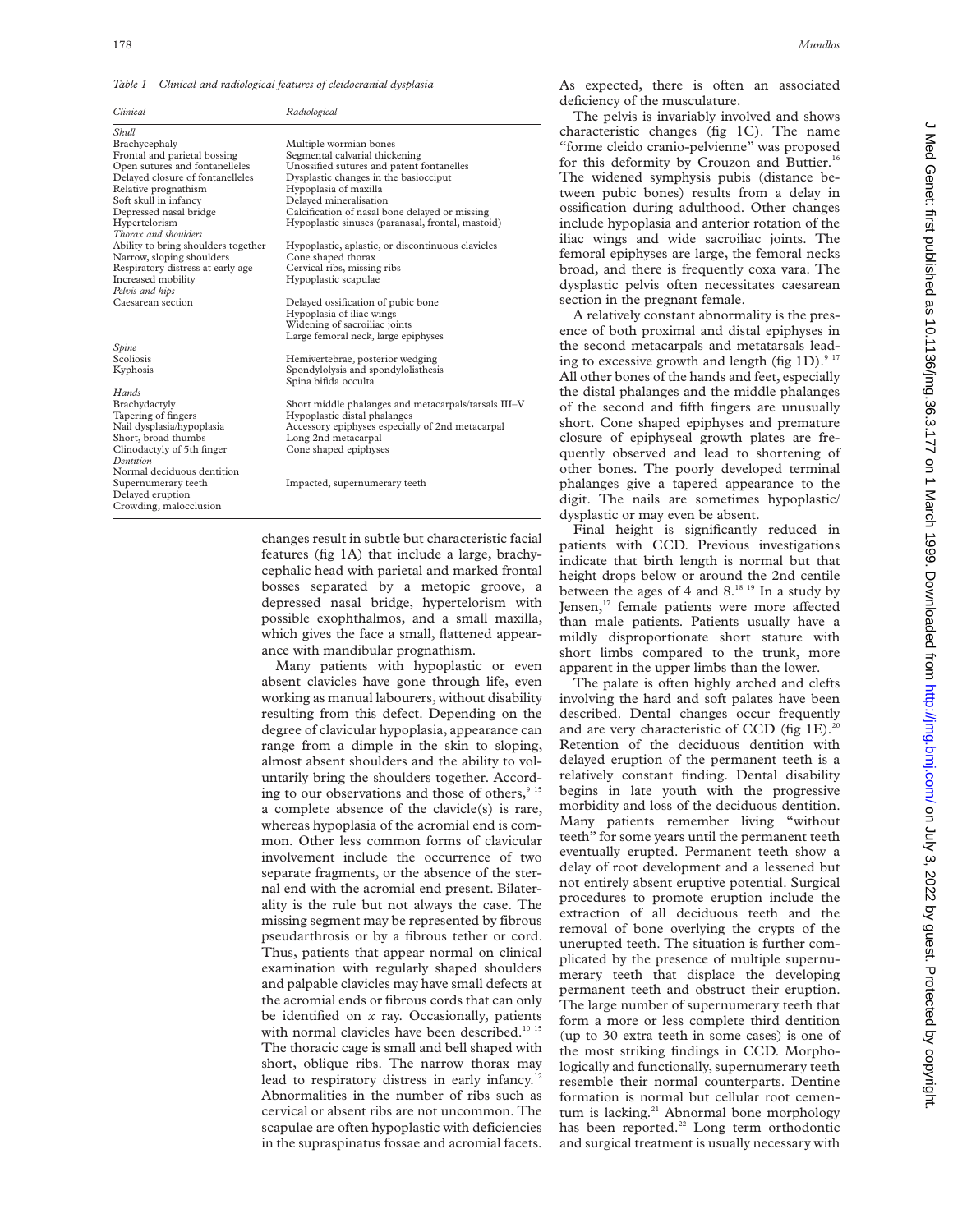*Table 1 Clinical and radiological features of cleidocranial dysplasia*

| *Clinical* | *Radiological* |
|---|---|
| *Skull* | |
| Brachycephaly | Multiple wormian bones |
| Frontal and parietal bossing | Segmental calvarial thickening |
| Open sutures and fontanelles | Unossified sutures and patent fontanelles |
| Delayed closure of fontanelles | Dysplastic changes in the basiocciput |
| Relative prognathism | Hypoplasia of maxilla |
| Soft skull in infancy | Delayed mineralisation |
| Depressed nasal bridge | Calcification of nasal bone delayed or missing |
| Hypertelorism | Hypoplastic sinuses (paranasal, frontal, mastoid) |
| *Thorax and shoulders* | |
| Ability to bring shoulders together | Hypoplastic, aplastic, or discontinuous clavicles |
| Narrow, sloping shoulders | Cone shaped thorax |
| Respiratory distress at early age | Cervical ribs, missing ribs |
| Increased mobility | Hypoplastic scapulae |
| *Pelvis and hips* | |
| Caesarean section | Delayed ossification of pubic bone |
| | Hypoplasia of iliac wings |
| | Widening of sacroiliac joints |
| | Large femoral neck, large epiphyses |
| *Spine* | |
| Scoliosis | Hemivertebrae, posterior wedging |
| Kyphosis | Spondylolysis and spondylolisthesis |
| | Spina bifida occulta |
| *Hands* | |
| Brachydactyly | Short middle phalanges and metacarpals/tarsals III–V |
| Tapering of fingers | Hypoplastic distal phalanges |
| Nail dysplasia/hypoplasia | Accessory epiphyses especially of 2nd metacarpal |
| Short, broad thumbs | Long 2nd metacarpal |
| Clinodactyly of 5th finger | Cone shaped epiphyses |
| *Dentition* | |
| Normal deciduous dentition | |
| Supernumerary teeth | Impacted, supernumerary teeth |
| Delayed eruption | |
| Crowding, malocclusion | |

changes result in subtle but characteristic facial features (fig 1A) that include a large, brachycephalic head with parietal and marked frontal bosses separated by a metopic groove, a depressed nasal bridge, hypertelorism with possible exophthalmos, and a small maxilla, which gives the face a small, flattened appearance with mandibular prognathism.

Many patients with hypoplastic or even absent clavicles have gone through life, even working as manual labourers, without disability resulting from this defect. Depending on the degree of clavicular hypoplasia, appearance can range from a dimple in the skin to sloping, almost absent shoulders and the ability to voluntarily bring the shoulders together. According to our observations and those of others,[9,15] a complete absence of the clavicle(s) is rare, whereas hypoplasia of the acromial end is common. Other less common forms of clavicular involvement include the occurrence of two separate fragments, or the absence of the sternal end with the acromial end present. Bilaterality is the rule but not always the case. The missing segment may be represented by fibrous pseudarthrosis or by a fibrous tether or cord. Thus, patients that appear normal on clinical examination with regularly shaped shoulders and palpable clavicles may have small defects at the acromial ends or fibrous cords that can only be identified on *x* ray. Occasionally, patients with normal clavicles have been described.[10,15] The thoracic cage is small and bell shaped with short, oblique ribs. The narrow thorax may lead to respiratory distress in early infancy.[12] Abnormalities in the number of ribs such as cervical or absent ribs are not uncommon. The scapulae are often hypoplastic with deficiencies in the supraspinatus fossae and acromial facets.

As expected, there is often an associated deficiency of the musculature.

The pelvis is invariably involved and shows characteristic changes (fig 1C). The name "forme cleido cranio-pelvienne" was proposed for this deformity by Crouzon and Buttier.[16] The widened symphysis pubis (distance between pubic bones) results from a delay in ossification during adulthood. Other changes include hypoplasia and anterior rotation of the iliac wings and wide sacroiliac joints. The femoral epiphyses are large, the femoral necks broad, and there is frequently coxa vara. The dysplastic pelvis often necessitates caesarean section in the pregnant female.

A relatively constant abnormality is the presence of both proximal and distal epiphyses in the second metacarpals and metatarsals leading to excessive growth and length (fig 1D).[9,17] All other bones of the hands and feet, especially the distal phalanges and the middle phalanges of the second and fifth fingers are unusually short. Cone shaped epiphyses and premature closure of epiphyseal growth plates are frequently observed and lead to shortening of other bones. The poorly developed terminal phalanges give a tapered appearance to the digit. The nails are sometimes hypoplastic/dysplastic or may even be absent.

Final height is significantly reduced in patients with CCD. Previous investigations indicate that birth length is normal but that height drops below or around the 2nd centile between the ages of 4 and 8.[18,19] In a study by Jensen,[17] female patients were more affected than male patients. Patients usually have a mildly disproportionate short stature with short limbs compared to the trunk, more apparent in the upper limbs than the lower.

The palate is often highly arched and clefts involving the hard and soft palates have been described. Dental changes occur frequently and are very characteristic of CCD (fig 1E).[20] Retention of the deciduous dentition with delayed eruption of the permanent teeth is a relatively constant finding. Dental disability begins in late youth with the progressive morbidity and loss of the deciduous dentition. Many patients remember living "without teeth" for some years until the permanent teeth eventually erupted. Permanent teeth show a delay of root development and a lessened but not entirely absent eruptive potential. Surgical procedures to promote eruption include the extraction of all deciduous teeth and the removal of bone overlying the crypts of the unerupted teeth. The situation is further complicated by the presence of multiple supernumerary teeth that displace the developing permanent teeth and obstruct their eruption. The large number of supernumerary teeth that form a more or less complete third dentition (up to 30 extra teeth in some cases) is one of the most striking findings in CCD. Morphologically and functionally, supernumerary teeth resemble their normal counterparts. Dentine formation is normal but cellular root cementum is lacking.[21] Abnormal bone morphology has been reported.[22] Long term orthodontic and surgical treatment is usually necessary with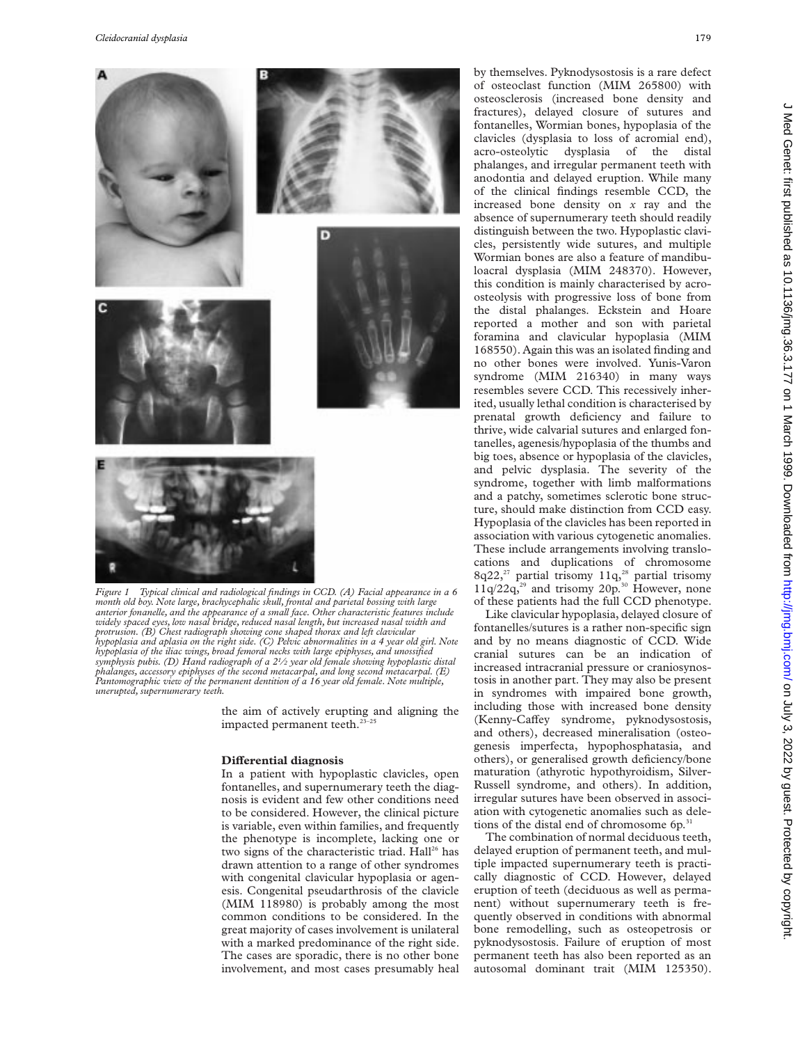Figure 1 Typical clinical and radiological findings in CCD. (A) Facial appearance in a 6 month old boy. Note large, brachycephalic skull, frontal and parietal bossing with large anterior fonanelle, and the appearance of a small face. Other characteristic features include widely spaced eyes, low nasal bridge, reduced nasal length, but increased nasal width and protrusion. (B) Chest radiograph showing cone shaped thorax and left clavicular hypoplasia and aplasia on the right side. (C) Pelvic abnormalities in a 4 year old girl. Note hypoplasia of the iliac wings, broad femoral necks with large epiphyses, and unossified symphysis pubis. (D) Hand radiograph of a 2½ year old female showing hypoplastic distal phalanges, accessory epiphyses of the second metacarpal, and long second metacarpal. (E) Pantomographic view of the permanent dentition of a 16 year old female. Note multiple, unerupted, supernumerary teeth.

the aim of actively erupting and aligning the impacted permanent teeth.[23–25]

## Differential diagnosis

In a patient with hypoplastic clavicles, open fontanelles, and supernumerary teeth the diagnosis is evident and few other conditions need to be considered. However, the clinical picture is variable, even within families, and frequently the phenotype is incomplete, lacking one or two signs of the characteristic triad. Hall[26] has drawn attention to a range of other syndromes with congenital clavicular hypoplasia or agenesis. Congenital pseudarthrosis of the clavicle (MIM 118980) is probably among the most common conditions to be considered. In the great majority of cases involvement is unilateral with a marked predominance of the right side. The cases are sporadic, there is no other bone involvement, and most cases presumably heal by themselves. Pyknodysostosis is a rare defect of osteoclast function (MIM 265800) with osteosclerosis (increased bone density and fractures), delayed closure of sutures and fontanelles, Wormian bones, hypoplasia of the clavicles (dysplasia to loss of acromial end), acro-osteolytic dysplasia of the distal phalanges, and irregular permanent teeth with anodontia and delayed eruption. While many of the clinical findings resemble CCD, the increased bone density on *x* ray and the absence of supernumerary teeth should readily distinguish between the two. Hypoplastic clavicles, persistently wide sutures, and multiple Wormian bones are also a feature of mandibuloacral dysplasia (MIM 248370). However, this condition is mainly characterised by acroosteolysis with progressive loss of bone from the distal phalanges. Eckstein and Hoare reported a mother and son with parietal foramina and clavicular hypoplasia (MIM 168550). Again this was an isolated finding and no other bones were involved. Yunis-Varon syndrome (MIM 216340) in many ways resembles severe CCD. This recessively inherited, usually lethal condition is characterised by prenatal growth deficiency and failure to thrive, wide calvarial sutures and enlarged fontanelles, agenesis/hypoplasia of the thumbs and big toes, absence or hypoplasia of the clavicles, and pelvic dysplasia. The severity of the syndrome, together with limb malformations and a patchy, sometimes sclerotic bone structure, should make distinction from CCD easy. Hypoplasia of the clavicles has been reported in association with various cytogenetic anomalies. These include arrangements involving translocations and duplications of chromosome 8q22,[27] partial trisomy 11q,[28] partial trisomy 11q/22q,[29] and trisomy 20p.[30] However, none of these patients had the full CCD phenotype.

Like clavicular hypoplasia, delayed closure of fontanelles/sutures is a rather non-specific sign and by no means diagnostic of CCD. Wide cranial sutures can be an indication of increased intracranial pressure or craniosynostosis in another part. They may also be present in syndromes with impaired bone growth, including those with increased bone density (Kenny-Caffey syndrome, pyknodysostosis, and others), decreased mineralisation (osteogenesis imperfecta, hypophosphatasia, and others), or generalised growth deficiency/bone maturation (athyrotic hypothyroidism, Silver-Russell syndrome, and others). In addition, irregular sutures have been observed in association with cytogenetic anomalies such as deletions of the distal end of chromosome 6p.[31]

The combination of normal deciduous teeth, delayed eruption of permanent teeth, and multiple impacted supernumerary teeth is practically diagnostic of CCD. However, delayed eruption of teeth (deciduous as well as permanent) without supernumerary teeth is frequently observed in conditions with abnormal bone remodelling, such as osteopetrosis or pyknodysostosis. Failure of eruption of most permanent teeth has also been reported as an autosomal dominant trait (MIM 125350).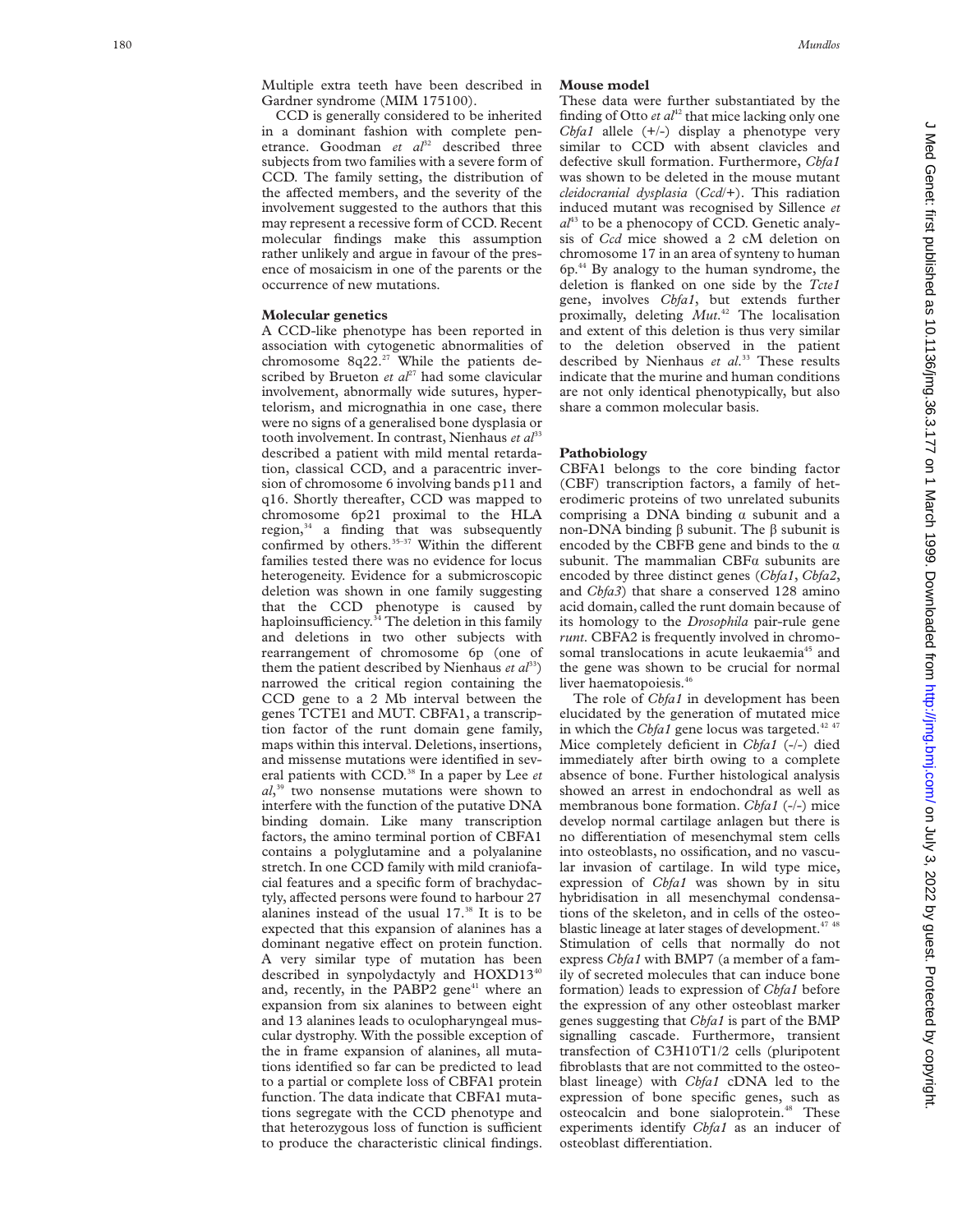Multiple extra teeth have been described in Gardner syndrome (MIM 175100).

CCD is generally considered to be inherited in a dominant fashion with complete penetrance. Goodman *et al*[32] described three subjects from two families with a severe form of CCD. The family setting, the distribution of the affected members, and the severity of the involvement suggested to the authors that this may represent a recessive form of CCD. Recent molecular findings make this assumption rather unlikely and argue in favour of the presence of mosaicism in one of the parents or the occurrence of new mutations.

**Molecular genetics**

A CCD-like phenotype has been reported in association with cytogenetic abnormalities of chromosome 8q22.[27] While the patients described by Brueton *et al*[27] had some clavicular involvement, abnormally wide sutures, hypertelorism, and micrognathia in one case, there were no signs of a generalised bone dysplasia or tooth involvement. In contrast, Nienhaus *et al*[33] described a patient with mild mental retardation, classical CCD, and a paracentric inversion of chromosome 6 involving bands p11 and q16. Shortly thereafter, CCD was mapped to chromosome 6p21 proximal to the HLA region,[34] a finding that was subsequently confirmed by others.[35–37] Within the different families tested there was no evidence for locus heterogeneity. Evidence for a submicroscopic deletion was shown in one family suggesting that the CCD phenotype is caused by haploinsufficiency.[34] The deletion in this family and deletions in two other subjects with rearrangement of chromosome 6p (one of them the patient described by Nienhaus *et al*[33]) narrowed the critical region containing the CCD gene to a 2 Mb interval between the genes TCTE1 and MUT. CBFA1, a transcription factor of the runt domain gene family, maps within this interval. Deletions, insertions, and missense mutations were identified in several patients with CCD.[38] In a paper by Lee *et al*,[39] two nonsense mutations were shown to interfere with the function of the putative DNA binding domain. Like many transcription factors, the amino terminal portion of CBFA1 contains a polyglutamine and a polyalanine stretch. In one CCD family with mild craniofacial features and a specific form of brachydactyly, affected persons were found to harbour 27 alanines instead of the usual 17.[38] It is to be expected that this expansion of alanines has a dominant negative effect on protein function. A very similar type of mutation has been described in synpolydactyly and HOXD13[40] and, recently, in the PABP2 gene[41] where an expansion from six alanines to between eight and 13 alanines leads to oculopharyngeal muscular dystrophy. With the possible exception of the in frame expansion of alanines, all mutations identified so far can be predicted to lead to a partial or complete loss of CBFA1 protein function. The data indicate that CBFA1 mutations segregate with the CCD phenotype and that heterozygous loss of function is sufficient to produce the characteristic clinical findings.

**Mouse model**

These data were further substantiated by the finding of Otto *et al*[42] that mice lacking only one *Cbfa1* allele (+/-) display a phenotype very similar to CCD with absent clavicles and defective skull formation. Furthermore, *Cbfa1* was shown to be deleted in the mouse mutant *cleidocranial dysplasia* (*Ccd*/+). This radiation induced mutant was recognised by Sillence *et al*[43] to be a phenocopy of CCD. Genetic analysis of *Ccd* mice showed a 2 cM deletion on chromosome 17 in an area of synteny to human 6p.[44] By analogy to the human syndrome, the deletion is flanked on one side by the *Tcte1* gene, involves *Cbfa1*, but extends further proximally, deleting *Mut*.[42] The localisation and extent of this deletion is thus very similar to the deletion observed in the patient described by Nienhaus *et al*.[33] These results indicate that the murine and human conditions are not only identical phenotypically, but also share a common molecular basis.

**Pathobiology**

CBFA1 belongs to the core binding factor (CBF) transcription factors, a family of heterodimeric proteins of two unrelated subunits comprising a DNA binding α subunit and a non-DNA binding β subunit. The β subunit is encoded by the CBFB gene and binds to the α subunit. The mammalian CBFα subunits are encoded by three distinct genes (*Cbfa1*, *Cbfa2*, and *Cbfa3*) that share a conserved 128 amino acid domain, called the runt domain because of its homology to the *Drosophila* pair-rule gene *runt*. CBFA2 is frequently involved in chromosomal translocations in acute leukaemia[45] and the gene was shown to be crucial for normal liver haematopoiesis.[46]

The role of *Cbfa1* in development has been elucidated by the generation of mutated mice in which the *Cbfa1* gene locus was targeted.[42 47] Mice completely deficient in *Cbfa1* (-/-) died immediately after birth owing to a complete absence of bone. Further histological analysis showed an arrest in endochondral as well as membranous bone formation. *Cbfa1* (-/-) mice develop normal cartilage anlagen but there is no differentiation of mesenchymal stem cells into osteoblasts, no ossification, and no vascular invasion of cartilage. In wild type mice, expression of *Cbfa1* was shown by in situ hybridisation in all mesenchymal condensations of the skeleton, and in cells of the osteoblastic lineage at later stages of development.[47 48] Stimulation of cells that normally do not express *Cbfa1* with BMP7 (a member of a family of secreted molecules that can induce bone formation) leads to expression of *Cbfa1* before the expression of any other osteoblast marker genes suggesting that *Cbfa1* is part of the BMP signalling cascade. Furthermore, transient transfection of C3H10T1/2 cells (pluripotent fibroblasts that are not committed to the osteoblast lineage) with *Cbfa1* cDNA led to the expression of bone specific genes, such as osteocalcin and bone sialoprotein.[48] These experiments identify *Cbfa1* as an inducer of osteoblast differentiation.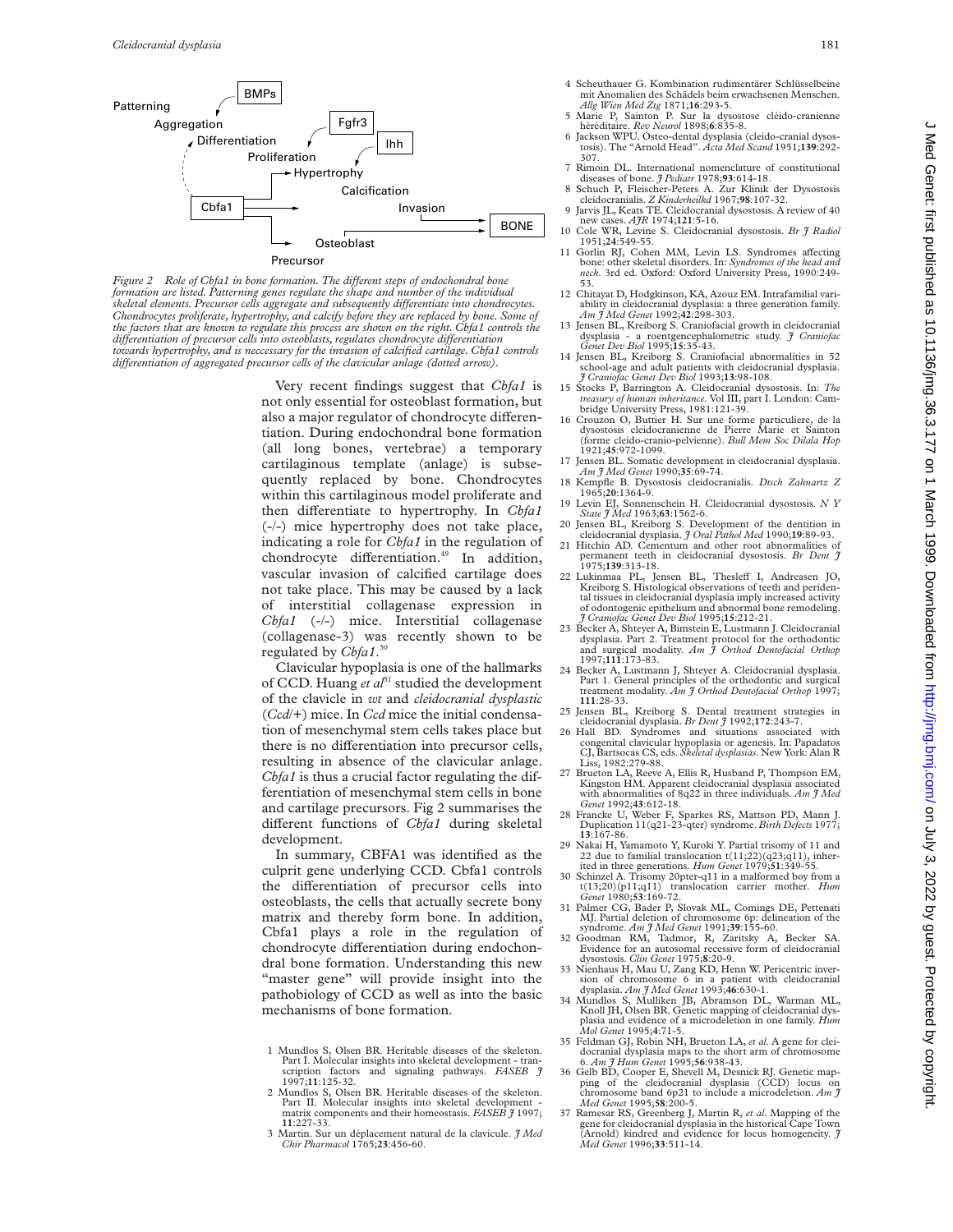Figure 2 Role of Cbfa1 in bone formation. The different steps of endochondral bone formation are listed. Patterning genes regulate the shape and number of the individual skeletal elements. Precursor cells aggregate and subsequently differentiate into chondrocytes. Chondrocytes proliferate, hypertrophy, and calcify before they are replaced by bone. Some of the factors that are known to regulate this process are shown on the right. Cbfa1 controls the differentiation of precursor cells into osteoblasts, regulates chondrocyte differentiation towards hypertrophy, and is necessary for the invasion of calcified cartilage. Cbfa1 controls differentiation of aggregated precursor cells of the clavicular anlage (dotted arrow).

Very recent findings suggest that *Cbfa1* is not only essential for osteoblast formation, but also a major regulator of chondrocyte differentiation. During endochondral bone formation (all long bones, vertebrae) a temporary cartilaginous template (anlage) is subsequently replaced by bone. Chondrocytes within this cartilaginous model proliferate and then differentiate to hypertrophy. In *Cbfa1* (-/-) mice hypertrophy does not take place, indicating a role for *Cbfa1* in the regulation of chondrocyte differentiation.[49] In addition, vascular invasion of calcified cartilage does not take place. This may be caused by a lack of interstitial collagenase expression in *Cbfa1* (-/-) mice. Interstitial collagenase (collagenase-3) was recently shown to be regulated by *Cbfa1*.[50]

Clavicular hypoplasia is one of the hallmarks of CCD. Huang *et al*[51] studied the development of the clavicle in *wt* and *cleidocranial dysplastic* (*Ccd*/+) mice. In *Ccd* mice the initial condensation of mesenchymal stem cells takes place but there is no differentiation into precursor cells, resulting in absence of the clavicular anlage. *Cbfa1* is thus a crucial factor regulating the differentiation of mesenchymal stem cells in bone and cartilage precursors. Fig 2 summarises the different functions of *Cbfa1* during skeletal development.

In summary, CBFA1 was identified as the culprit gene underlying CCD. Cbfa1 controls the differentiation of precursor cells into osteoblasts, the cells that actually secrete bony matrix and thereby form bone. In addition, Cbfa1 plays a role in the regulation of chondrocyte differentiation during endochondral bone formation. Understanding this new "master gene" will provide insight into the pathobiology of CCD as well as into the basic mechanisms of bone formation.

1 Mundlos S, Olsen BR. Heritable diseases of the skeleton. Part I. Molecular insights into skeletal development - transcription factors and signaling pathways. *FASEB J* 1997;**11**:125-32.
2 Mundlos S, Olsen BR. Heritable diseases of the skeleton. Part II. Molecular insights into skeletal development - matrix components and their homeostasis. *FASEB J* 1997; **11**:227-33.
3 Martin. Sur un déplacement natural de la clavicule. *J Med Chir Pharmacol* 1765;**23**:456-60.
4 Scheuthauer G. Kombination rudimentärer Schlüsselbeine mit Anomalien des Schädels beim erwachsenen Menschen. *Allg Wien Med Ztg* 1871;**16**:293-5.
5 Marie P, Sainton P. Sur la dysostose cléido-cranienne héréditaire. *Rev Neurol* 1898;**6**:835-8.
6 Jackson WPU. Osteo-dental dysplasia (cleido-cranial dysostosis). The "Arnold Head". *Acta Med Scand* 1951;**139**:292-307.
7 Rimoin DL. International nomenclature of constitutional diseases of bone. *J Pediatr* 1978;**93**:614-18.
8 Schuch P, Fleischer-Peters A. Zur Klinik der Dysostosis cleidocranialis. *Z Kinderheilkd* 1967;**98**:107-32.
9 Jarvis JL, Keats TE. Cleidocranial dysostosis. A review of 40 new cases. *AJR* 1974;**121**:5-16.
10 Cole WR, Levine S. Cleidocranial dysostosis. *Br J Radiol* 1951;**24**:549-55.
11 Gorlin RJ, Cohen MM, Levin LS. Syndromes affecting bone: other skeletal disorders. In: *Syndromes of the head and neck*. 3rd ed. Oxford: Oxford University Press, 1990:249-53.
12 Chitayat D, Hodgkinson, KA, Azouz EM. Intrafamilial variability in cleidocranial dysplasia: a three generation family. *Am J Med Genet* 1992;**42**:298-303.
13 Jensen BL, Kreiborg S. Craniofacial growth in cleidocranial dysplasia - a roentgencephalometric study. *J Craniofac Genet Dev Biol* 1995;**15**:35-43.
14 Jensen BL, Kreiborg S. Craniofacial abnormalities in 52 school-age and adult patients with cleidocranial dysplasia. *J Craniofac Genet Dev Biol* 1993;**13**:98-108.
15 Stocks P, Barrington A. Cleidocranial dysostosis. In: *The treasury of human inheritance*. Vol III, part I. London: Cambridge University Press, 1981:121-39.
16 Crouzon O, Buttier H. Sur une forme particuliere, de la dysostosis cleidocranienne de Pierre Marie et Sainton (forme cleido-cranio-pelvienne). *Bull Mem Soc Dilala Hop* 1921;**45**:972-1099.
17 Jensen BL. Somatic development in cleidocranial dysplasia. *Am J Med Genet* 1990;**35**:69-74.
18 Kempfle B. Dysostosis cleidocranialis. *Dtsch Zahnartz Z* 1965;**20**:1364-9.
19 Levin EJ, Sonnenschein H. Cleidocranial dysostosis. *N Y State J Med* 1963;**63**:1562-6.
20 Jensen BL, Kreiborg S. Development of the dentition in cleidocranial dysplasia. *J Oral Pathol Med* 1990;**19**:89-93.
21 Hitchin AD. Cementum and other root abnormalities of permanent teeth in cleidocranial dysostosis. *Br Dent J* 1975;**139**:313-18.
22 Lukinmaa PL, Jensen BL, Thesleff I, Andreasen JO, Kreiborg S. Histological observations of teeth and peridental tissues in cleidocranial dysplasia imply increased activity of odontogenic epithelium and abnormal bone remodeling. *J Craniofac Genet Dev Biol* 1995;**15**:212-21.
23 Becker A, Shteyer A, Bimstein E, Lustmann J. Cleidocranial dysplasia. Part 2. Treatment protocol for the orthodontic and surgical modality. *Am J Orthod Dentofacial Orthop* 1997;**111**:173-83.
24 Becker A, Lustmann J, Shteyer A. Cleidocranial dysplasia. Part 1. General principles of the orthodontic and surgical treatment modality. *Am J Orthod Dentofacial Orthop* 1997; **111**:28-33.
25 Jensen BL, Kreiborg S. Dental treatment strategies in cleidocranial dysplasia. *Br Dent J* 1992;**172**:243-7.
26 Hall BD. Syndromes and situations associated with congenital clavicular hypoplasia or agenesis. In: Papadatos CJ, Bartsocas CS, eds. *Skeletal dysplasias*. New York: Alan R Liss, 1982:279-88.
27 Brueton LA, Reeve A, Ellis R, Husband P, Thompson EM, Kingston HM. Apparent cleidocranial dysplasia associated with abnormalities of 8q22 in three individuals. *Am J Med Genet* 1992;**43**:612-18.
28 Francke U, Weber F, Sparkes RS, Mattson PD, Mann J. Duplication 11(q21-23-qter) syndrome. *Birth Defects* 1977; **13**:167-86.
29 Nakai H, Yamamoto Y, Kuroki Y. Partial trisomy of 11 and 22 due to familial translocation t(11;22)(q23;q11), inherited in three generations. *Hum Genet* 1979;**51**:349-55.
30 Schinzel A. Trisomy 20pter-q11 in a malformed boy from a t(13;20)(p11;q11) translocation carrier mother. *Hum Genet* 1980;**53**:169-72.
31 Palmer CG, Bader P, Slovak ML, Comings DE, Pettenati MJ. Partial deletion of chromosome 6p: delineation of the syndrome. *Am J Med Genet* 1991;**39**:155-60.
32 Goodman RM, Tadmor, R, Zaritsky A, Becker SA. Evidence for an autosomal recessive form of cleidocranial dysostosis. *Clin Genet* 1975;**8**:20-9.
33 Nienhaus H, Mau U, Zang KD, Henn W. Pericentric inversion of chromosome 6 in a patient with cleidocranial dysplasia. *Am J Med Genet* 1993;**46**:630-1.
34 Mundlos S, Mulliken JB, Abramson DL, Warman ML, Knoll JH, Olsen BR. Genetic mapping of cleidocranial dysplasia and evidence of a microdeletion in one family. *Hum Mol Genet* 1995;**4**:71-5.
35 Feldman GJ, Robin NH, Brueton LA, *et al*. A gene for cleidocranial dysplasia maps to the short arm of chromosome 6. *Am J Hum Genet* 1995;**56**:938-43.
36 Gelb BD, Cooper E, Shevell M, Desnick RJ. Genetic mapping of the cleidocranial dysplasia (CCD) locus on chromosome band 6p21 to include a microdeletion. *Am J Med Genet* 1995;**58**:200-5.
37 Ramesar RS, Greenberg J, Martin R, *et al*. Mapping of the gene for cleidocranial dysplasia in the historical Cape Town (Arnold) kindred and evidence for locus homogeneity. *J Med Genet* 1996;**33**:511-14.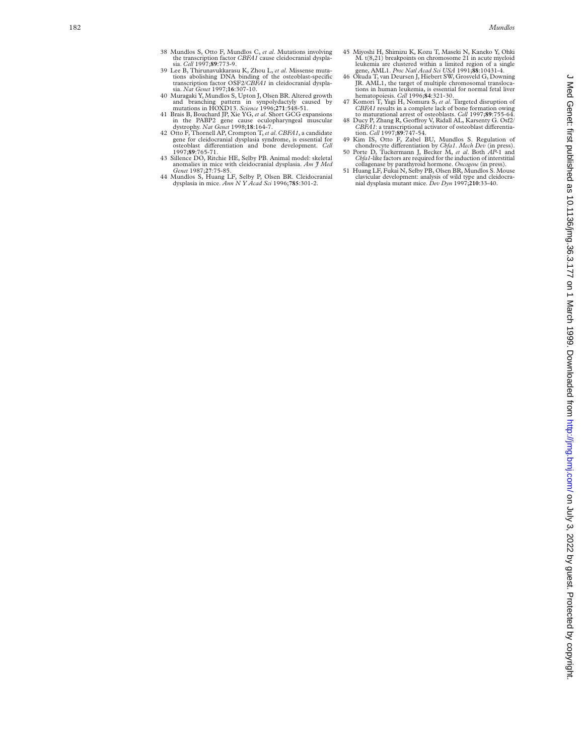38 Mundlos S, Otto F, Mundlos C, *et al*. Mutations involving the transcription factor *CBFA1* cause cleidocranial dysplasia. *Cell* 1997;**89**:773-9.

39 Lee B, Thirunavukkarasu K, Zhou L, *et al*. Missense mutations abolishing DNA binding of the osteoblast-specific transcription factor OSF2/*CBFA1* in cleidocranial dysplasia. *Nat Genet* 1997;**16**:307-10.

40 Muragaki Y, Mundlos S, Upton J, Olsen BR. Altered growth and branching pattern in synpolydactyly caused by mutations in HOXD13. *Science* 1996;**271**:548-51.

41 Brais B, Bouchard JP, Xie YG, *et al*. Short GCG expansions in the PABP2 gene cause oculopharyngeal muscular dystrophy. *Nat Genet* 1998;**18**:164-7.

42 Otto F, Thornell AP, Crompton T, *et al*. *CBFA1*, a candidate gene for cleidocranial dysplasia syndrome, is essential for osteoblast differentiation and bone development. *Cell* 1997;**89**:765-71.

43 Sillence DO, Ritchie HE, Selby PB. Animal model: skeletal anomalies in mice with cleidocranial dysplasia. *Am J Med Genet* 1987;**27**:75-85.

44 Mundlos S, Huang LF, Selby P, Olsen BR. Cleidocranial dysplasia in mice. *Ann N Y Acad Sci* 1996;**785**:301-2.

45 Miyoshi H, Shimizu K, Kozu T, Maseki N, Kaneko Y, Ohki M. t(8,21) breakpoints on chromosome 21 in acute myeloid leukemia are clustered within a limited region of a single gene, AML1. *Proc Natl Acad Sci USA* 1991;**88**:10431-4.

46 Okuda T, van Deursen J, Hiebert SW, Grosveld G, Downing JR. AML1, the target of multiple chromosomal translocations in human leukemia, is essential for normal fetal liver hematopoiesis. *Cell* 1996;**84**:321-30.

47 Komori T, Yagi H, Nomura S, *et al*. Targeted disruption of *CBFA1* results in a complete lack of bone formation owing to maturational arrest of osteoblasts. *Cell* 1997;**89**:755-64.

48 Ducy P, Zhang R, Geoffroy V, Ridall AL, Karsenty G. Osf2/*CBFA1*: a transcriptional activator of osteoblast differentiation. *Cell* 1997;**89**:747-54.

49 Kim IS, Otto F, Zabel BU, Mundlos S. Regulation of chondrocyte differentiation by *Cbfa1*. *Mech Dev* (in press).

50 Porte D, Tuckermann J, Becker M, *et al*. Both *AP*-1 and *Cbfa1*-like factors are required for the induction of interstitial collagenase by parathyroid hormone. *Oncogene* (in press).

51 Huang LF, Fukai N, Selby PB, Olsen BR, Mundlos S. Mouse clavicular development: analysis of wild type and cleidocranial dysplasia mutant mice. *Dev Dyn* 1997;**210**:33-40.